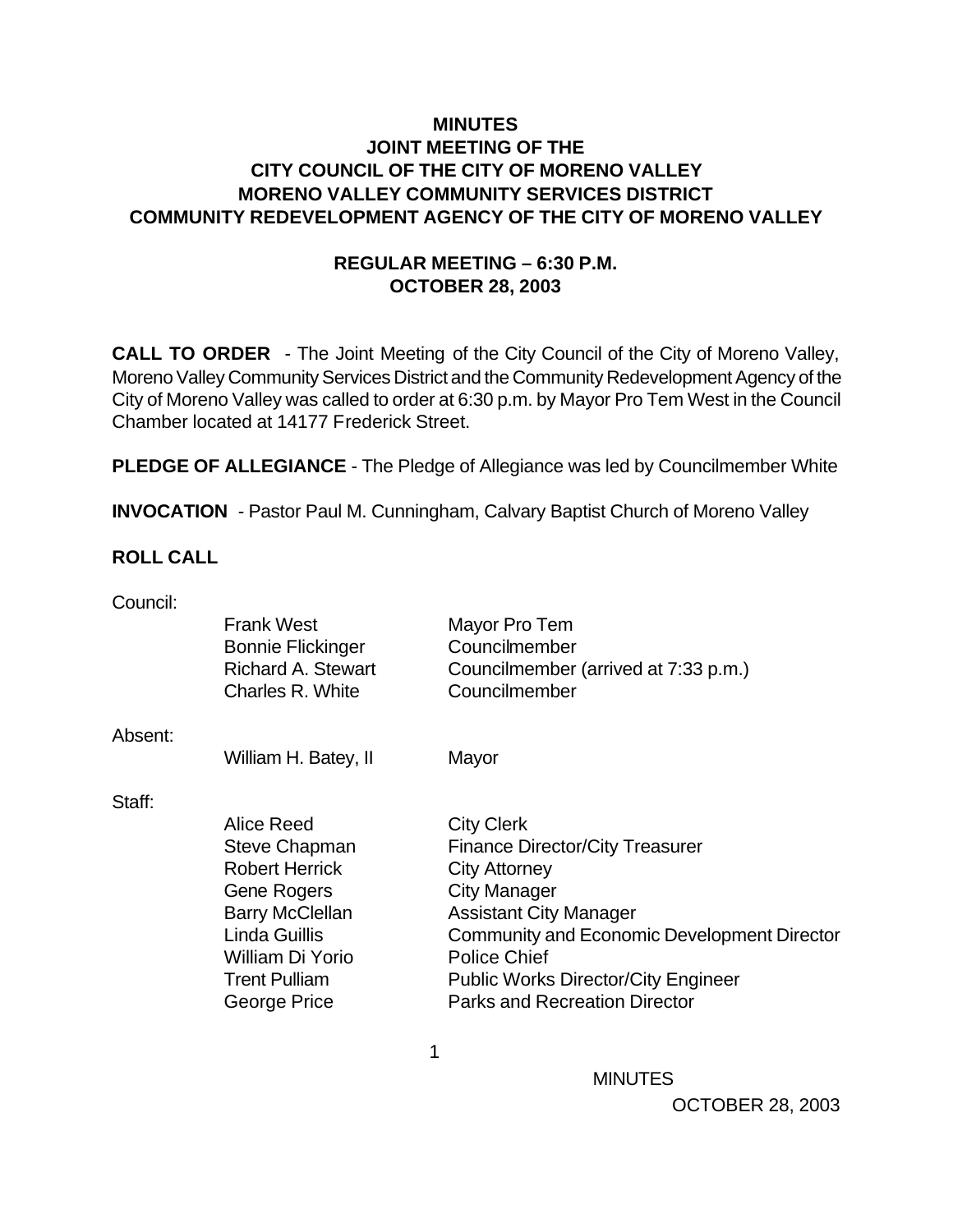# MINUTES
## JOINT MEETING OF THE
## CITY COUNCIL OF THE CITY OF MORENO VALLEY
## MORENO VALLEY COMMUNITY SERVICES DISTRICT
## COMMUNITY REDEVELOPMENT AGENCY OF THE CITY OF MORENO VALLEY

### REGULAR MEETING – 6:30 P.M.
### OCTOBER 28, 2003

**CALL TO ORDER** - The Joint Meeting of the City Council of the City of Moreno Valley, Moreno Valley Community Services District and the Community Redevelopment Agency of the City of Moreno Valley was called to order at 6:30 p.m. by Mayor Pro Tem West in the Council Chamber located at 14177 Frederick Street.

**PLEDGE OF ALLEGIANCE** - The Pledge of Allegiance was led by Councilmember White

**INVOCATION** - Pastor Paul M. Cunningham, Calvary Baptist Church of Moreno Valley

**ROLL CALL**

Council:

| | |
|---|---|
| Frank West | Mayor Pro Tem |
| Bonnie Flickinger | Councilmember |
| Richard A. Stewart | Councilmember (arrived at 7:33 p.m.) |
| Charles R. White | Councilmember |

Absent:

| | |
|---|---|
| William H. Batey, II | Mayor |

Staff:

| | |
|---|---|
| Alice Reed | City Clerk |
| Steve Chapman | Finance Director/City Treasurer |
| Robert Herrick | City Attorney |
| Gene Rogers | City Manager |
| Barry McClellan | Assistant City Manager |
| Linda Guillis | Community and Economic Development Director |
| William Di Yorio | Police Chief |
| Trent Pulliam | Public Works Director/City Engineer |
| George Price | Parks and Recreation Director |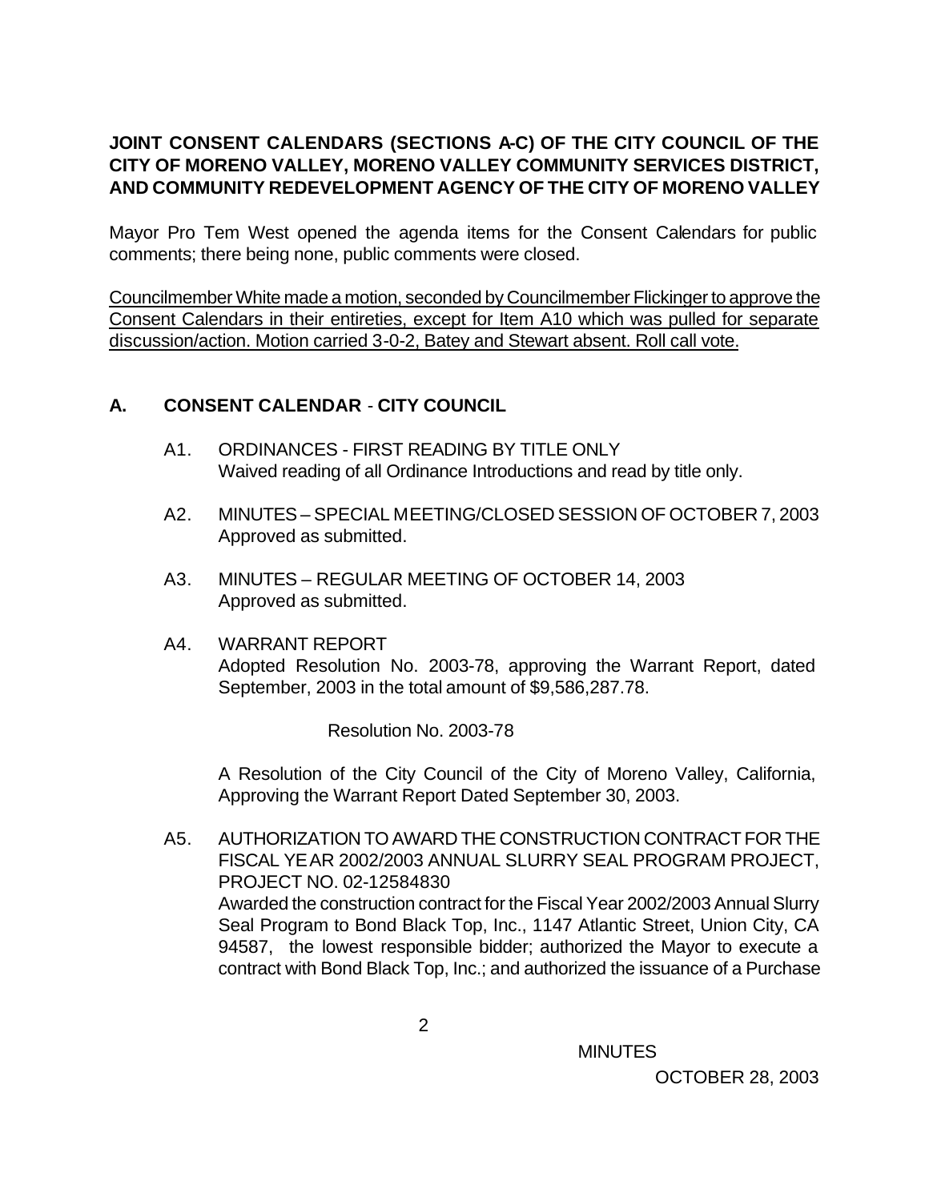**JOINT CONSENT CALENDARS (SECTIONS A-C) OF THE CITY COUNCIL OF THE CITY OF MORENO VALLEY, MORENO VALLEY COMMUNITY SERVICES DISTRICT, AND COMMUNITY REDEVELOPMENT AGENCY OF THE CITY OF MORENO VALLEY**

Mayor Pro Tem West opened the agenda items for the Consent Calendars for public comments; there being none, public comments were closed.

<u>Councilmember White made a motion, seconded by Councilmember Flickinger to approve the Consent Calendars in their entireties, except for Item A10 which was pulled for separate discussion/action. Motion carried 3-0-2, Batey and Stewart absent. Roll call vote.</u>

## A. CONSENT CALENDAR - CITY COUNCIL

A1. ORDINANCES - FIRST READING BY TITLE ONLY
Waived reading of all Ordinance Introductions and read by title only.

A2. MINUTES – SPECIAL MEETING/CLOSED SESSION OF OCTOBER 7, 2003
Approved as submitted.

A3. MINUTES – REGULAR MEETING OF OCTOBER 14, 2003
Approved as submitted.

A4. WARRANT REPORT
Adopted Resolution No. 2003-78, approving the Warrant Report, dated September, 2003 in the total amount of $9,586,287.78.

Resolution No. 2003-78

A Resolution of the City Council of the City of Moreno Valley, California, Approving the Warrant Report Dated September 30, 2003.

A5. AUTHORIZATION TO AWARD THE CONSTRUCTION CONTRACT FOR THE FISCAL YEAR 2002/2003 ANNUAL SLURRY SEAL PROGRAM PROJECT, PROJECT NO. 02-12584830
Awarded the construction contract for the Fiscal Year 2002/2003 Annual Slurry Seal Program to Bond Black Top, Inc., 1147 Atlantic Street, Union City, CA 94587, the lowest responsible bidder; authorized the Mayor to execute a contract with Bond Black Top, Inc.; and authorized the issuance of a Purchase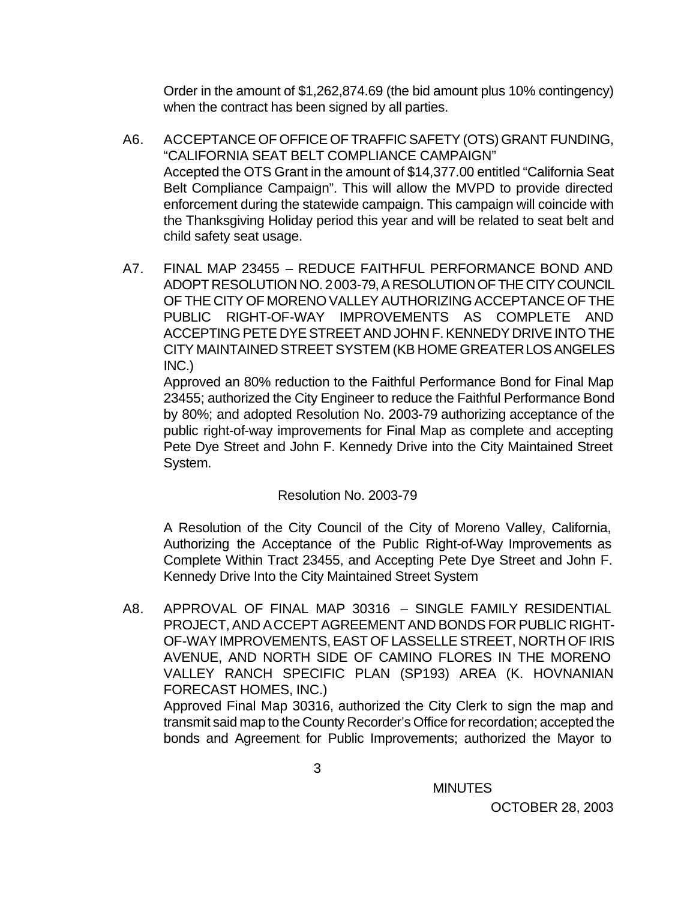Order in the amount of $1,262,874.69 (the bid amount plus 10% contingency) when the contract has been signed by all parties.

A6. ACCEPTANCE OF OFFICE OF TRAFFIC SAFETY (OTS) GRANT FUNDING, "CALIFORNIA SEAT BELT COMPLIANCE CAMPAIGN"
Accepted the OTS Grant in the amount of $14,377.00 entitled "California Seat Belt Compliance Campaign". This will allow the MVPD to provide directed enforcement during the statewide campaign. This campaign will coincide with the Thanksgiving Holiday period this year and will be related to seat belt and child safety seat usage.

A7. FINAL MAP 23455 – REDUCE FAITHFUL PERFORMANCE BOND AND ADOPT RESOLUTION NO. 2003-79, A RESOLUTION OF THE CITY COUNCIL OF THE CITY OF MORENO VALLEY AUTHORIZING ACCEPTANCE OF THE PUBLIC RIGHT-OF-WAY IMPROVEMENTS AS COMPLETE AND ACCEPTING PETE DYE STREET AND JOHN F. KENNEDY DRIVE INTO THE CITY MAINTAINED STREET SYSTEM (KB HOME GREATER LOS ANGELES INC.)
Approved an 80% reduction to the Faithful Performance Bond for Final Map 23455; authorized the City Engineer to reduce the Faithful Performance Bond by 80%; and adopted Resolution No. 2003-79 authorizing acceptance of the public right-of-way improvements for Final Map as complete and accepting Pete Dye Street and John F. Kennedy Drive into the City Maintained Street System.

Resolution No. 2003-79

A Resolution of the City Council of the City of Moreno Valley, California, Authorizing the Acceptance of the Public Right-of-Way Improvements as Complete Within Tract 23455, and Accepting Pete Dye Street and John F. Kennedy Drive Into the City Maintained Street System

A8. APPROVAL OF FINAL MAP 30316 – SINGLE FAMILY RESIDENTIAL PROJECT, AND ACCEPT AGREEMENT AND BONDS FOR PUBLIC RIGHT-OF-WAY IMPROVEMENTS, EAST OF LASSELLE STREET, NORTH OF IRIS AVENUE, AND NORTH SIDE OF CAMINO FLORES IN THE MORENO VALLEY RANCH SPECIFIC PLAN (SP193) AREA (K. HOVNANIAN FORECAST HOMES, INC.)
Approved Final Map 30316, authorized the City Clerk to sign the map and transmit said map to the County Recorder's Office for recordation; accepted the bonds and Agreement for Public Improvements; authorized the Mayor to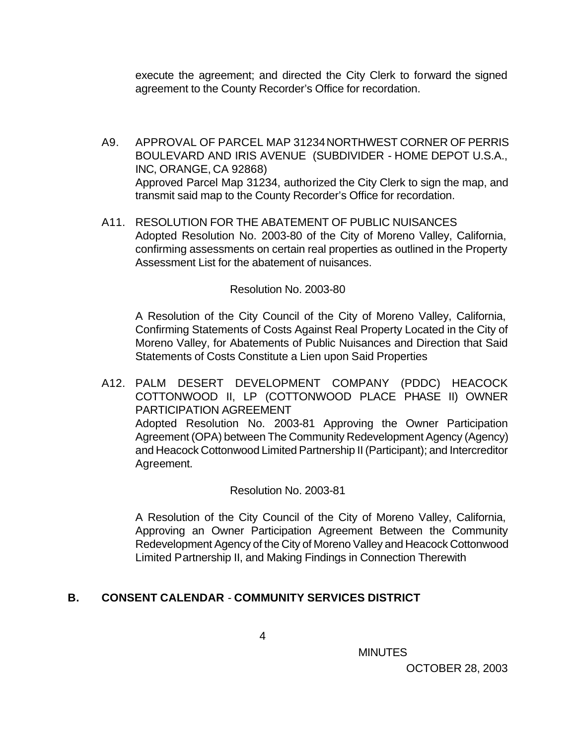execute the agreement; and directed the City Clerk to forward the signed agreement to the County Recorder's Office for recordation.

A9. APPROVAL OF PARCEL MAP 31234 NORTHWEST CORNER OF PERRIS BOULEVARD AND IRIS AVENUE (SUBDIVIDER - HOME DEPOT U.S.A., INC, ORANGE, CA 92868)
Approved Parcel Map 31234, authorized the City Clerk to sign the map, and transmit said map to the County Recorder's Office for recordation.

A11. RESOLUTION FOR THE ABATEMENT OF PUBLIC NUISANCES
Adopted Resolution No. 2003-80 of the City of Moreno Valley, California, confirming assessments on certain real properties as outlined in the Property Assessment List for the abatement of nuisances.

Resolution No. 2003-80

A Resolution of the City Council of the City of Moreno Valley, California, Confirming Statements of Costs Against Real Property Located in the City of Moreno Valley, for Abatements of Public Nuisances and Direction that Said Statements of Costs Constitute a Lien upon Said Properties

A12. PALM DESERT DEVELOPMENT COMPANY (PDDC) HEACOCK COTTONWOOD II, LP (COTTONWOOD PLACE PHASE II) OWNER PARTICIPATION AGREEMENT
Adopted Resolution No. 2003-81 Approving the Owner Participation Agreement (OPA) between The Community Redevelopment Agency (Agency) and Heacock Cottonwood Limited Partnership II (Participant); and Intercreditor Agreement.

Resolution No. 2003-81

A Resolution of the City Council of the City of Moreno Valley, California, Approving an Owner Participation Agreement Between the Community Redevelopment Agency of the City of Moreno Valley and Heacock Cottonwood Limited Partnership II, and Making Findings in Connection Therewith

**B. CONSENT CALENDAR - COMMUNITY SERVICES DISTRICT**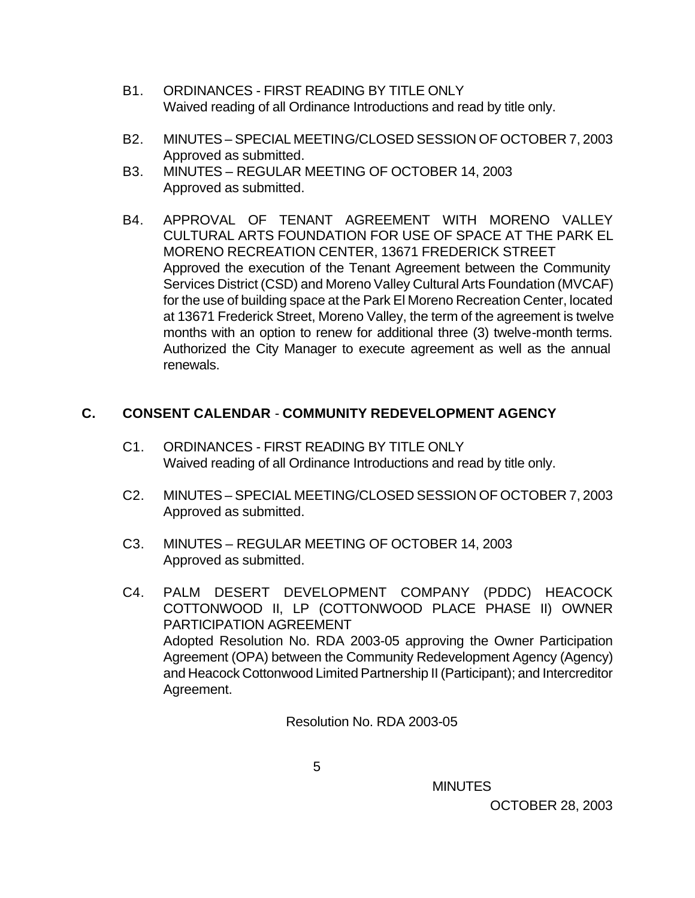B1. ORDINANCES - FIRST READING BY TITLE ONLY
Waived reading of all Ordinance Introductions and read by title only.

B2. MINUTES – SPECIAL MEETING/CLOSED SESSION OF OCTOBER 7, 2003
Approved as submitted.

B3. MINUTES – REGULAR MEETING OF OCTOBER 14, 2003
Approved as submitted.

B4. APPROVAL OF TENANT AGREEMENT WITH MORENO VALLEY CULTURAL ARTS FOUNDATION FOR USE OF SPACE AT THE PARK EL MORENO RECREATION CENTER, 13671 FREDERICK STREET
Approved the execution of the Tenant Agreement between the Community Services District (CSD) and Moreno Valley Cultural Arts Foundation (MVCAF) for the use of building space at the Park El Moreno Recreation Center, located at 13671 Frederick Street, Moreno Valley, the term of the agreement is twelve months with an option to renew for additional three (3) twelve-month terms. Authorized the City Manager to execute agreement as well as the annual renewals.

## C. CONSENT CALENDAR - COMMUNITY REDEVELOPMENT AGENCY

C1. ORDINANCES - FIRST READING BY TITLE ONLY
Waived reading of all Ordinance Introductions and read by title only.

C2. MINUTES – SPECIAL MEETING/CLOSED SESSION OF OCTOBER 7, 2003
Approved as submitted.

C3. MINUTES – REGULAR MEETING OF OCTOBER 14, 2003
Approved as submitted.

C4. PALM DESERT DEVELOPMENT COMPANY (PDDC) HEACOCK COTTONWOOD II, LP (COTTONWOOD PLACE PHASE II) OWNER PARTICIPATION AGREEMENT
Adopted Resolution No. RDA 2003-05 approving the Owner Participation Agreement (OPA) between the Community Redevelopment Agency (Agency) and Heacock Cottonwood Limited Partnership II (Participant); and Intercreditor Agreement.

Resolution No. RDA 2003-05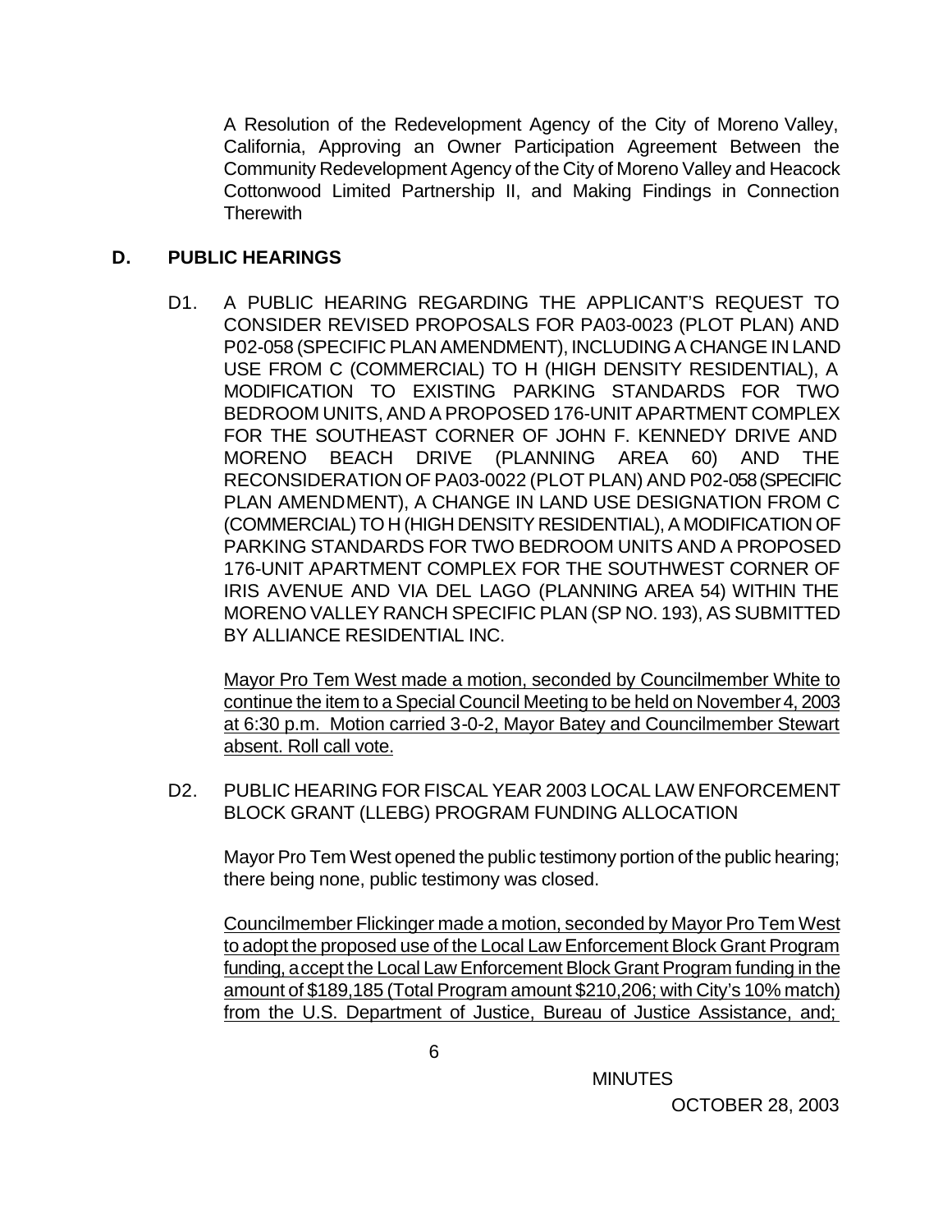A Resolution of the Redevelopment Agency of the City of Moreno Valley, California, Approving an Owner Participation Agreement Between the Community Redevelopment Agency of the City of Moreno Valley and Heacock Cottonwood Limited Partnership II, and Making Findings in Connection Therewith

## D. PUBLIC HEARINGS

D1. A PUBLIC HEARING REGARDING THE APPLICANT'S REQUEST TO CONSIDER REVISED PROPOSALS FOR PA03-0023 (PLOT PLAN) AND P02-058 (SPECIFIC PLAN AMENDMENT), INCLUDING A CHANGE IN LAND USE FROM C (COMMERCIAL) TO H (HIGH DENSITY RESIDENTIAL), A MODIFICATION TO EXISTING PARKING STANDARDS FOR TWO BEDROOM UNITS, AND A PROPOSED 176-UNIT APARTMENT COMPLEX FOR THE SOUTHEAST CORNER OF JOHN F. KENNEDY DRIVE AND MORENO BEACH DRIVE (PLANNING AREA 60) AND THE RECONSIDERATION OF PA03-0022 (PLOT PLAN) AND P02-058 (SPECIFIC PLAN AMENDMENT), A CHANGE IN LAND USE DESIGNATION FROM C (COMMERCIAL) TO H (HIGH DENSITY RESIDENTIAL), A MODIFICATION OF PARKING STANDARDS FOR TWO BEDROOM UNITS AND A PROPOSED 176-UNIT APARTMENT COMPLEX FOR THE SOUTHWEST CORNER OF IRIS AVENUE AND VIA DEL LAGO (PLANNING AREA 54) WITHIN THE MORENO VALLEY RANCH SPECIFIC PLAN (SP NO. 193), AS SUBMITTED BY ALLIANCE RESIDENTIAL INC.

<u>Mayor Pro Tem West made a motion, seconded by Councilmember White to continue the item to a Special Council Meeting to be held on November 4, 2003 at 6:30 p.m. Motion carried 3-0-2, Mayor Batey and Councilmember Stewart absent. Roll call vote.</u>

D2. PUBLIC HEARING FOR FISCAL YEAR 2003 LOCAL LAW ENFORCEMENT BLOCK GRANT (LLEBG) PROGRAM FUNDING ALLOCATION

Mayor Pro Tem West opened the public testimony portion of the public hearing; there being none, public testimony was closed.

<u>Councilmember Flickinger made a motion, seconded by Mayor Pro Tem West to adopt the proposed use of the Local Law Enforcement Block Grant Program funding, accept the Local Law Enforcement Block Grant Program funding in the amount of $189,185 (Total Program amount $210,206; with City's 10% match) from the U.S. Department of Justice, Bureau of Justice Assistance, and;</u>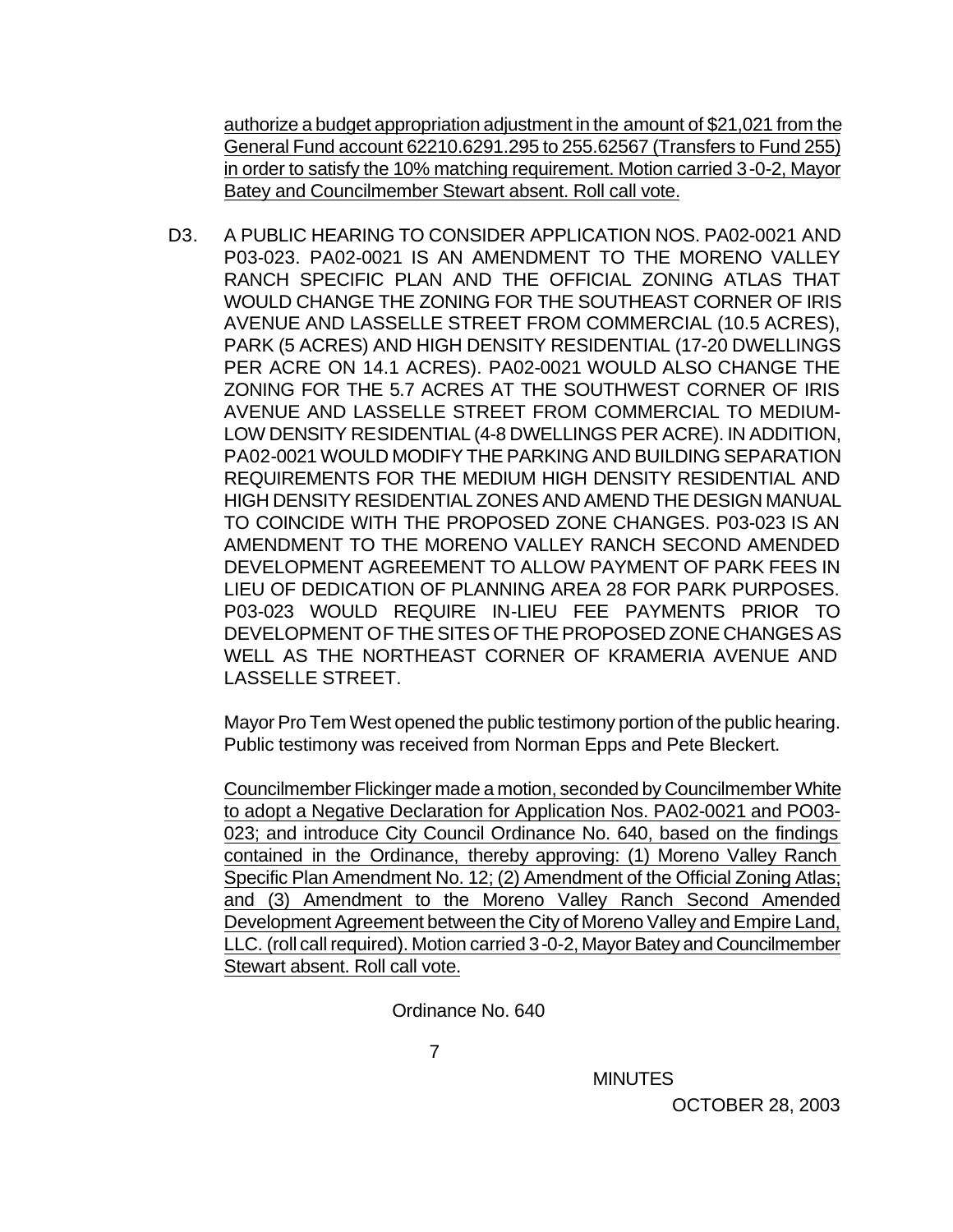authorize a budget appropriation adjustment in the amount of $21,021 from the General Fund account 62210.6291.295 to 255.62567 (Transfers to Fund 255) in order to satisfy the 10% matching requirement. Motion carried 3-0-2, Mayor Batey and Councilmember Stewart absent. Roll call vote.

D3. A PUBLIC HEARING TO CONSIDER APPLICATION NOS. PA02-0021 AND P03-023. PA02-0021 IS AN AMENDMENT TO THE MORENO VALLEY RANCH SPECIFIC PLAN AND THE OFFICIAL ZONING ATLAS THAT WOULD CHANGE THE ZONING FOR THE SOUTHEAST CORNER OF IRIS AVENUE AND LASSELLE STREET FROM COMMERCIAL (10.5 ACRES), PARK (5 ACRES) AND HIGH DENSITY RESIDENTIAL (17-20 DWELLINGS PER ACRE ON 14.1 ACRES). PA02-0021 WOULD ALSO CHANGE THE ZONING FOR THE 5.7 ACRES AT THE SOUTHWEST CORNER OF IRIS AVENUE AND LASSELLE STREET FROM COMMERCIAL TO MEDIUM-LOW DENSITY RESIDENTIAL (4-8 DWELLINGS PER ACRE). IN ADDITION, PA02-0021 WOULD MODIFY THE PARKING AND BUILDING SEPARATION REQUIREMENTS FOR THE MEDIUM HIGH DENSITY RESIDENTIAL AND HIGH DENSITY RESIDENTIAL ZONES AND AMEND THE DESIGN MANUAL TO COINCIDE WITH THE PROPOSED ZONE CHANGES. P03-023 IS AN AMENDMENT TO THE MORENO VALLEY RANCH SECOND AMENDED DEVELOPMENT AGREEMENT TO ALLOW PAYMENT OF PARK FEES IN LIEU OF DEDICATION OF PLANNING AREA 28 FOR PARK PURPOSES. P03-023 WOULD REQUIRE IN-LIEU FEE PAYMENTS PRIOR TO DEVELOPMENT OF THE SITES OF THE PROPOSED ZONE CHANGES AS WELL AS THE NORTHEAST CORNER OF KRAMERIA AVENUE AND LASSELLE STREET.

Mayor Pro Tem West opened the public testimony portion of the public hearing. Public testimony was received from Norman Epps and Pete Bleckert.

Councilmember Flickinger made a motion, seconded by Councilmember White to adopt a Negative Declaration for Application Nos. PA02-0021 and PO03-023; and introduce City Council Ordinance No. 640, based on the findings contained in the Ordinance, thereby approving: (1) Moreno Valley Ranch Specific Plan Amendment No. 12; (2) Amendment of the Official Zoning Atlas; and (3) Amendment to the Moreno Valley Ranch Second Amended Development Agreement between the City of Moreno Valley and Empire Land, LLC. (roll call required). Motion carried 3-0-2, Mayor Batey and Councilmember Stewart absent. Roll call vote.

Ordinance No. 640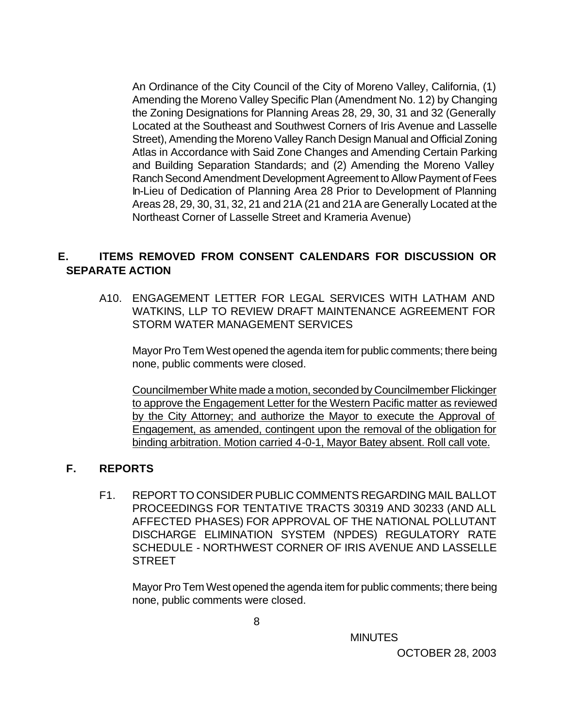An Ordinance of the City Council of the City of Moreno Valley, California, (1) Amending the Moreno Valley Specific Plan (Amendment No. 12) by Changing the Zoning Designations for Planning Areas 28, 29, 30, 31 and 32 (Generally Located at the Southeast and Southwest Corners of Iris Avenue and Lasselle Street), Amending the Moreno Valley Ranch Design Manual and Official Zoning Atlas in Accordance with Said Zone Changes and Amending Certain Parking and Building Separation Standards; and (2) Amending the Moreno Valley Ranch Second Amendment Development Agreement to Allow Payment of Fees In-Lieu of Dedication of Planning Area 28 Prior to Development of Planning Areas 28, 29, 30, 31, 32, 21 and 21A (21 and 21A are Generally Located at the Northeast Corner of Lasselle Street and Krameria Avenue)

## E. ITEMS REMOVED FROM CONSENT CALENDARS FOR DISCUSSION OR SEPARATE ACTION

A10. ENGAGEMENT LETTER FOR LEGAL SERVICES WITH LATHAM AND WATKINS, LLP TO REVIEW DRAFT MAINTENANCE AGREEMENT FOR STORM WATER MANAGEMENT SERVICES

Mayor Pro Tem West opened the agenda item for public comments; there being none, public comments were closed.

Councilmember White made a motion, seconded by Councilmember Flickinger to approve the Engagement Letter for the Western Pacific matter as reviewed by the City Attorney; and authorize the Mayor to execute the Approval of Engagement, as amended, contingent upon the removal of the obligation for binding arbitration. Motion carried 4-0-1, Mayor Batey absent. Roll call vote.

## F. REPORTS

F1. REPORT TO CONSIDER PUBLIC COMMENTS REGARDING MAIL BALLOT PROCEEDINGS FOR TENTATIVE TRACTS 30319 AND 30233 (AND ALL AFFECTED PHASES) FOR APPROVAL OF THE NATIONAL POLLUTANT DISCHARGE ELIMINATION SYSTEM (NPDES) REGULATORY RATE SCHEDULE - NORTHWEST CORNER OF IRIS AVENUE AND LASSELLE STREET

Mayor Pro Tem West opened the agenda item for public comments; there being none, public comments were closed.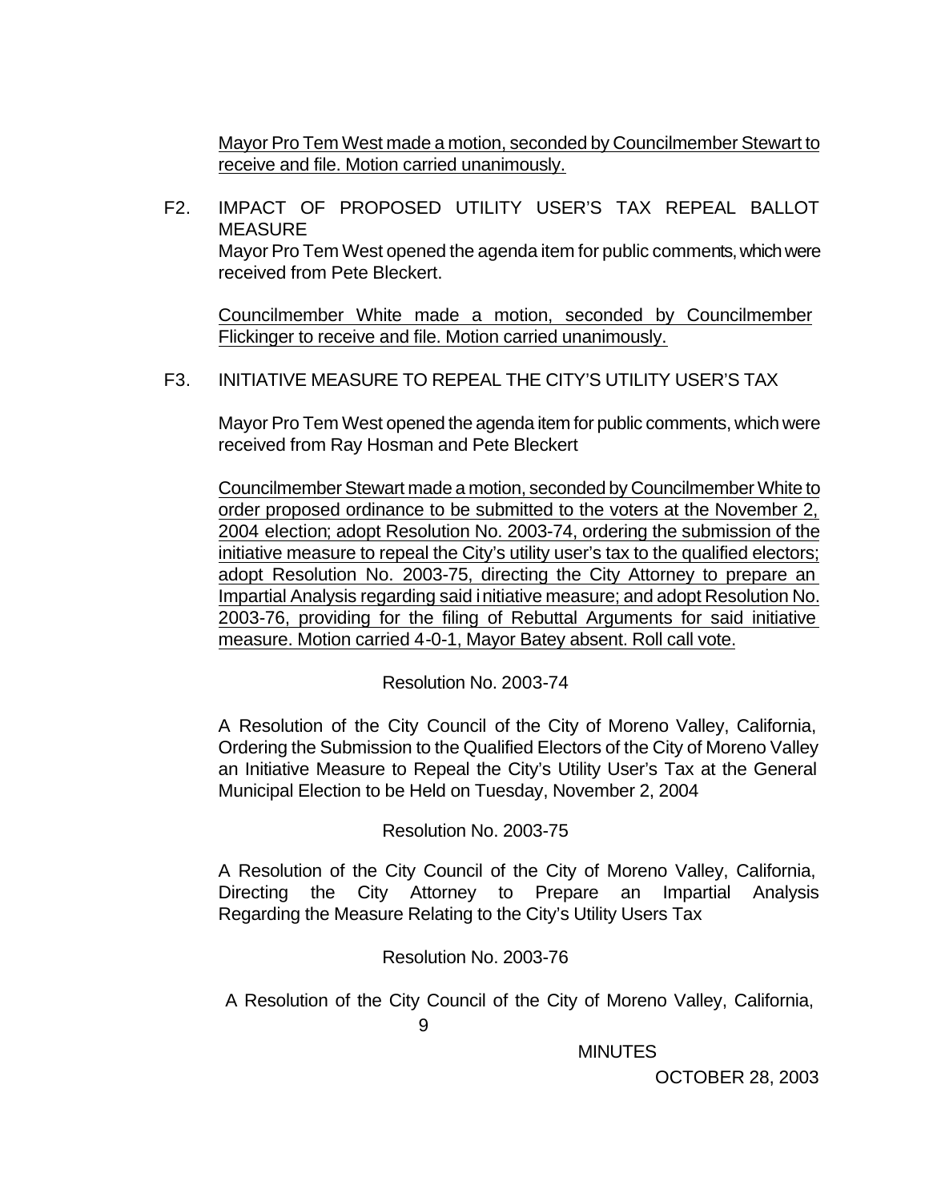Mayor Pro Tem West made a motion, seconded by Councilmember Stewart to receive and file. Motion carried unanimously.

F2. IMPACT OF PROPOSED UTILITY USER'S TAX REPEAL BALLOT MEASURE

Mayor Pro Tem West opened the agenda item for public comments, which were received from Pete Bleckert.

Councilmember White made a motion, seconded by Councilmember Flickinger to receive and file. Motion carried unanimously.

F3. INITIATIVE MEASURE TO REPEAL THE CITY'S UTILITY USER'S TAX

Mayor Pro Tem West opened the agenda item for public comments, which were received from Ray Hosman and Pete Bleckert

Councilmember Stewart made a motion, seconded by Councilmember White to order proposed ordinance to be submitted to the voters at the November 2, 2004 election; adopt Resolution No. 2003-74, ordering the submission of the initiative measure to repeal the City's utility user's tax to the qualified electors; adopt Resolution No. 2003-75, directing the City Attorney to prepare an Impartial Analysis regarding said initiative measure; and adopt Resolution No. 2003-76, providing for the filing of Rebuttal Arguments for said initiative measure. Motion carried 4-0-1, Mayor Batey absent. Roll call vote.

Resolution No. 2003-74

A Resolution of the City Council of the City of Moreno Valley, California, Ordering the Submission to the Qualified Electors of the City of Moreno Valley an Initiative Measure to Repeal the City's Utility User's Tax at the General Municipal Election to be Held on Tuesday, November 2, 2004

Resolution No. 2003-75

A Resolution of the City Council of the City of Moreno Valley, California, Directing the City Attorney to Prepare an Impartial Analysis Regarding the Measure Relating to the City's Utility Users Tax

Resolution No. 2003-76

A Resolution of the City Council of the City of Moreno Valley, California,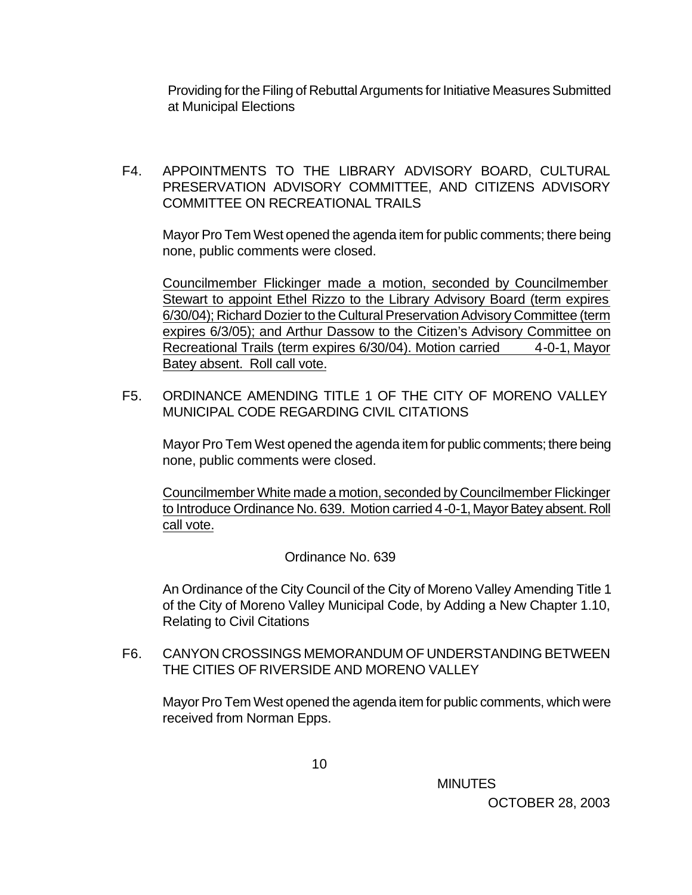Providing for the Filing of Rebuttal Arguments for Initiative Measures Submitted at Municipal Elections

F4. APPOINTMENTS TO THE LIBRARY ADVISORY BOARD, CULTURAL PRESERVATION ADVISORY COMMITTEE, AND CITIZENS ADVISORY COMMITTEE ON RECREATIONAL TRAILS

Mayor Pro Tem West opened the agenda item for public comments; there being none, public comments were closed.

Councilmember Flickinger made a motion, seconded by Councilmember Stewart to appoint Ethel Rizzo to the Library Advisory Board (term expires 6/30/04); Richard Dozier to the Cultural Preservation Advisory Committee (term expires 6/3/05); and Arthur Dassow to the Citizen's Advisory Committee on Recreational Trails (term expires 6/30/04). Motion carried 4-0-1, Mayor Batey absent. Roll call vote.

F5. ORDINANCE AMENDING TITLE 1 OF THE CITY OF MORENO VALLEY MUNICIPAL CODE REGARDING CIVIL CITATIONS

Mayor Pro Tem West opened the agenda item for public comments; there being none, public comments were closed.

Councilmember White made a motion, seconded by Councilmember Flickinger to Introduce Ordinance No. 639. Motion carried 4-0-1, Mayor Batey absent. Roll call vote.

Ordinance No. 639

An Ordinance of the City Council of the City of Moreno Valley Amending Title 1 of the City of Moreno Valley Municipal Code, by Adding a New Chapter 1.10, Relating to Civil Citations

F6. CANYON CROSSINGS MEMORANDUM OF UNDERSTANDING BETWEEN THE CITIES OF RIVERSIDE AND MORENO VALLEY

Mayor Pro Tem West opened the agenda item for public comments, which were received from Norman Epps.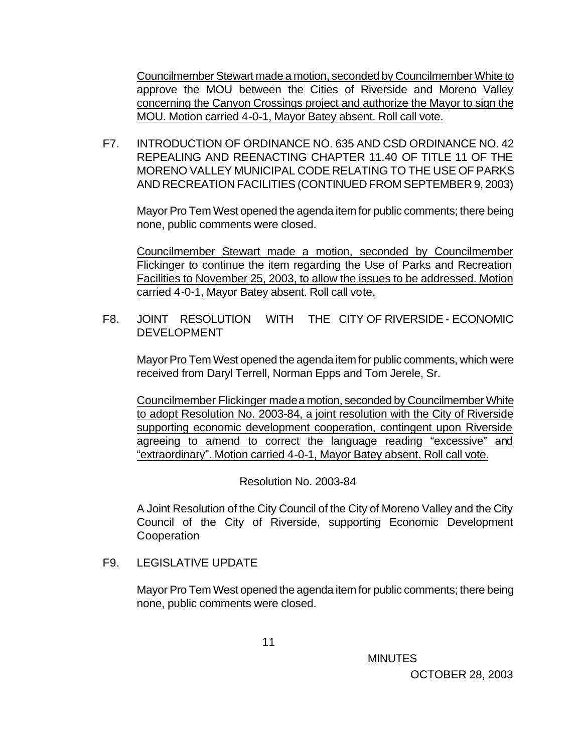Councilmember Stewart made a motion, seconded by Councilmember White to approve the MOU between the Cities of Riverside and Moreno Valley concerning the Canyon Crossings project and authorize the Mayor to sign the MOU. Motion carried 4-0-1, Mayor Batey absent. Roll call vote.

F7. INTRODUCTION OF ORDINANCE NO. 635 AND CSD ORDINANCE NO. 42 REPEALING AND REENACTING CHAPTER 11.40 OF TITLE 11 OF THE MORENO VALLEY MUNICIPAL CODE RELATING TO THE USE OF PARKS AND RECREATION FACILITIES (CONTINUED FROM SEPTEMBER 9, 2003)

Mayor Pro Tem West opened the agenda item for public comments; there being none, public comments were closed.

Councilmember Stewart made a motion, seconded by Councilmember Flickinger to continue the item regarding the Use of Parks and Recreation Facilities to November 25, 2003, to allow the issues to be addressed. Motion carried 4-0-1, Mayor Batey absent. Roll call vote.

F8. JOINT RESOLUTION WITH THE CITY OF RIVERSIDE - ECONOMIC DEVELOPMENT

Mayor Pro Tem West opened the agenda item for public comments, which were received from Daryl Terrell, Norman Epps and Tom Jerele, Sr.

Councilmember Flickinger made a motion, seconded by Councilmember White to adopt Resolution No. 2003-84, a joint resolution with the City of Riverside supporting economic development cooperation, contingent upon Riverside agreeing to amend to correct the language reading "excessive" and "extraordinary". Motion carried 4-0-1, Mayor Batey absent. Roll call vote.

Resolution No. 2003-84

A Joint Resolution of the City Council of the City of Moreno Valley and the City Council of the City of Riverside, supporting Economic Development Cooperation

F9. LEGISLATIVE UPDATE

Mayor Pro Tem West opened the agenda item for public comments; there being none, public comments were closed.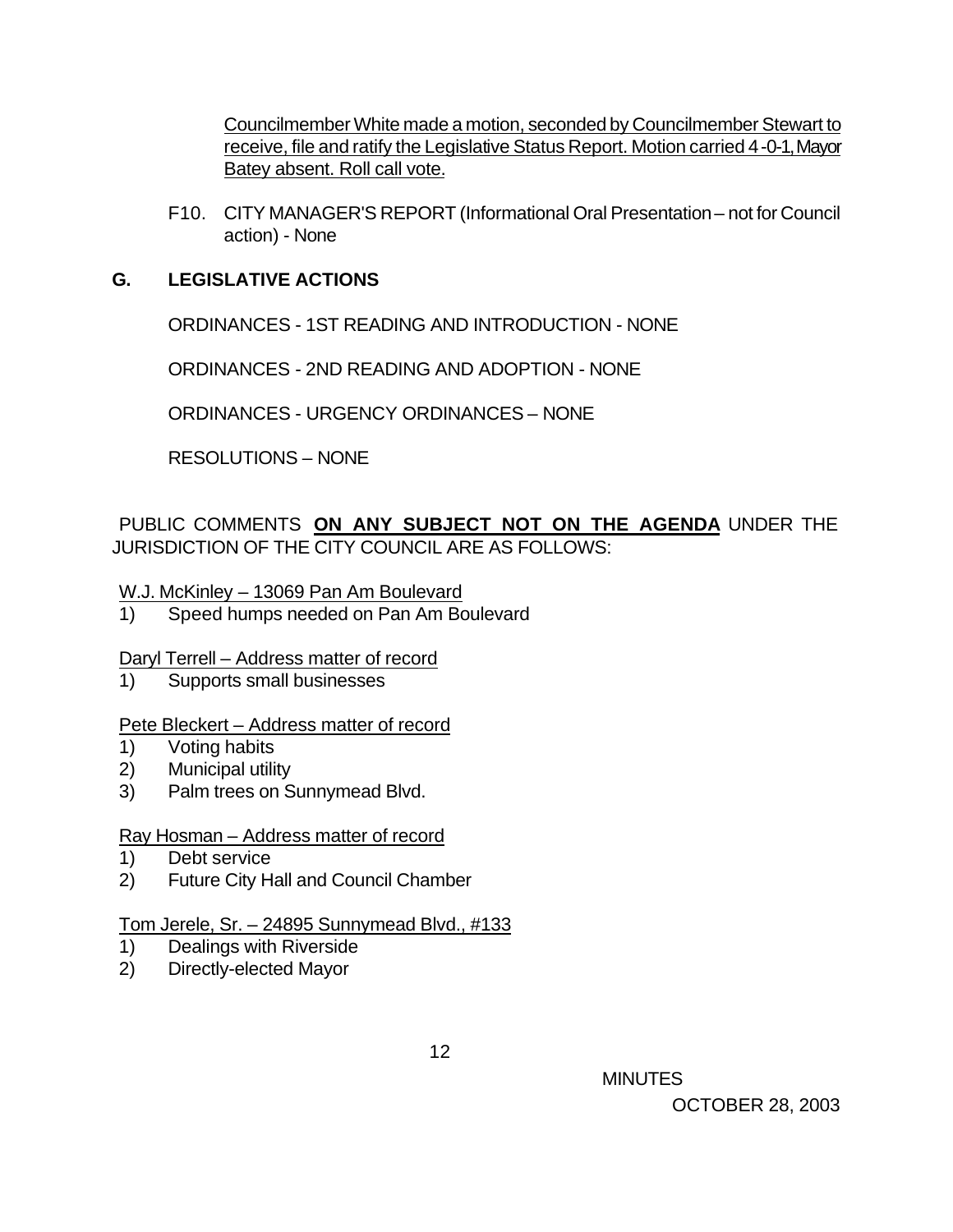Councilmember White made a motion, seconded by Councilmember Stewart to receive, file and ratify the Legislative Status Report. Motion carried 4-0-1, Mayor Batey absent. Roll call vote.

F10. CITY MANAGER'S REPORT (Informational Oral Presentation – not for Council action) - None

## G. LEGISLATIVE ACTIONS

ORDINANCES - 1ST READING AND INTRODUCTION - NONE

ORDINANCES - 2ND READING AND ADOPTION - NONE

ORDINANCES - URGENCY ORDINANCES – NONE

RESOLUTIONS – NONE

PUBLIC COMMENTS **ON ANY SUBJECT NOT ON THE AGENDA** UNDER THE JURISDICTION OF THE CITY COUNCIL ARE AS FOLLOWS:

W.J. McKinley – 13069 Pan Am Boulevard

1) Speed humps needed on Pan Am Boulevard

Daryl Terrell – Address matter of record

1) Supports small businesses

Pete Bleckert – Address matter of record

1) Voting habits
2) Municipal utility
3) Palm trees on Sunnymead Blvd.

Ray Hosman – Address matter of record

1) Debt service
2) Future City Hall and Council Chamber

Tom Jerele, Sr. – 24895 Sunnymead Blvd., #133

1) Dealings with Riverside
2) Directly-elected Mayor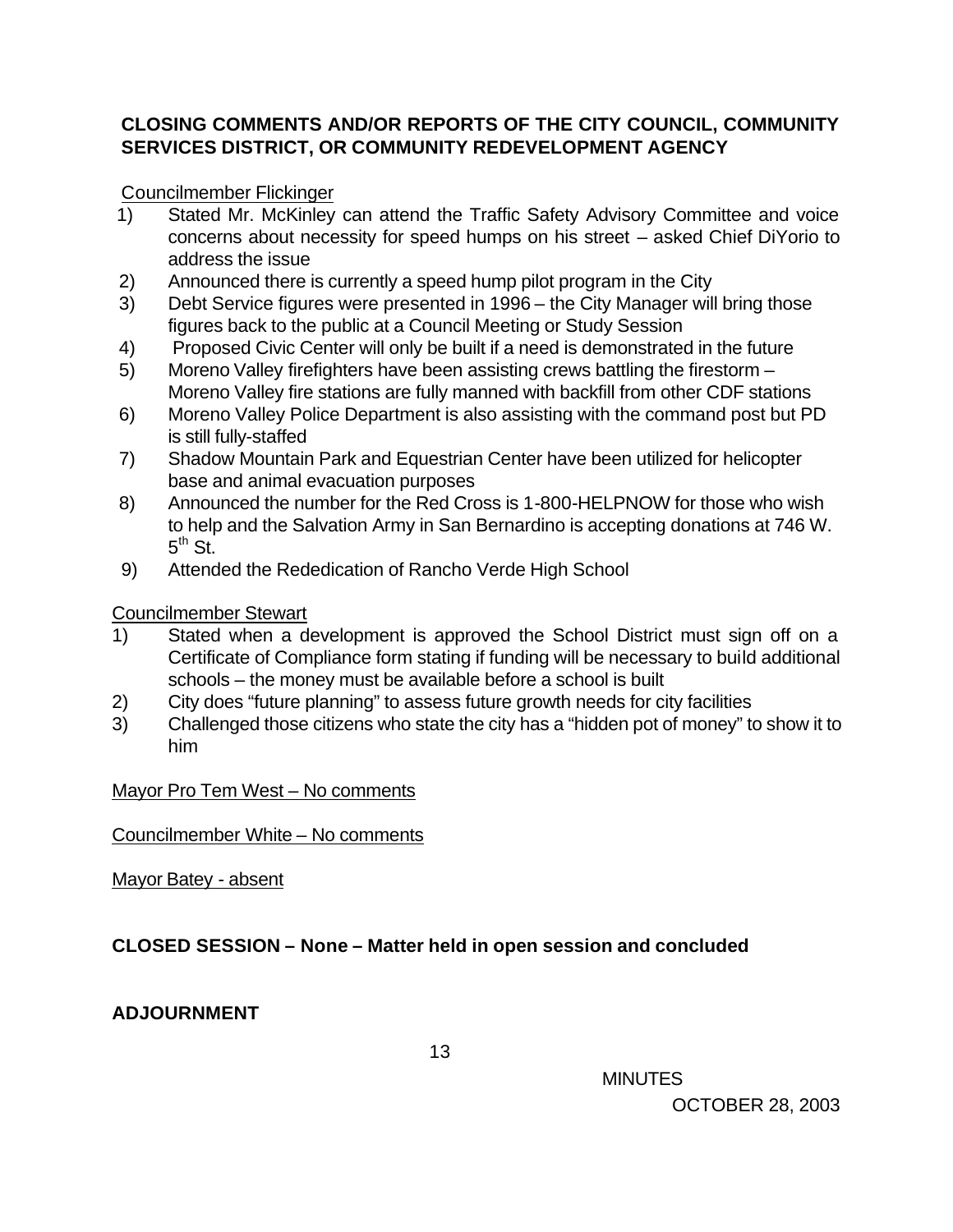**CLOSING COMMENTS AND/OR REPORTS OF THE CITY COUNCIL, COMMUNITY SERVICES DISTRICT, OR COMMUNITY REDEVELOPMENT AGENCY**

Councilmember Flickinger

1) Stated Mr. McKinley can attend the Traffic Safety Advisory Committee and voice concerns about necessity for speed humps on his street – asked Chief DiYorio to address the issue
2) Announced there is currently a speed hump pilot program in the City
3) Debt Service figures were presented in 1996 – the City Manager will bring those figures back to the public at a Council Meeting or Study Session
4) Proposed Civic Center will only be built if a need is demonstrated in the future
5) Moreno Valley firefighters have been assisting crews battling the firestorm – Moreno Valley fire stations are fully manned with backfill from other CDF stations
6) Moreno Valley Police Department is also assisting with the command post but PD is still fully-staffed
7) Shadow Mountain Park and Equestrian Center have been utilized for helicopter base and animal evacuation purposes
8) Announced the number for the Red Cross is 1-800-HELPNOW for those who wish to help and the Salvation Army in San Bernardino is accepting donations at 746 W. 5th St.
9) Attended the Rededication of Rancho Verde High School

Councilmember Stewart

1) Stated when a development is approved the School District must sign off on a Certificate of Compliance form stating if funding will be necessary to build additional schools – the money must be available before a school is built
2) City does "future planning" to assess future growth needs for city facilities
3) Challenged those citizens who state the city has a "hidden pot of money" to show it to him

Mayor Pro Tem West – No comments

Councilmember White – No comments

Mayor Batey - absent

**CLOSED SESSION – None – Matter held in open session and concluded**

**ADJOURNMENT**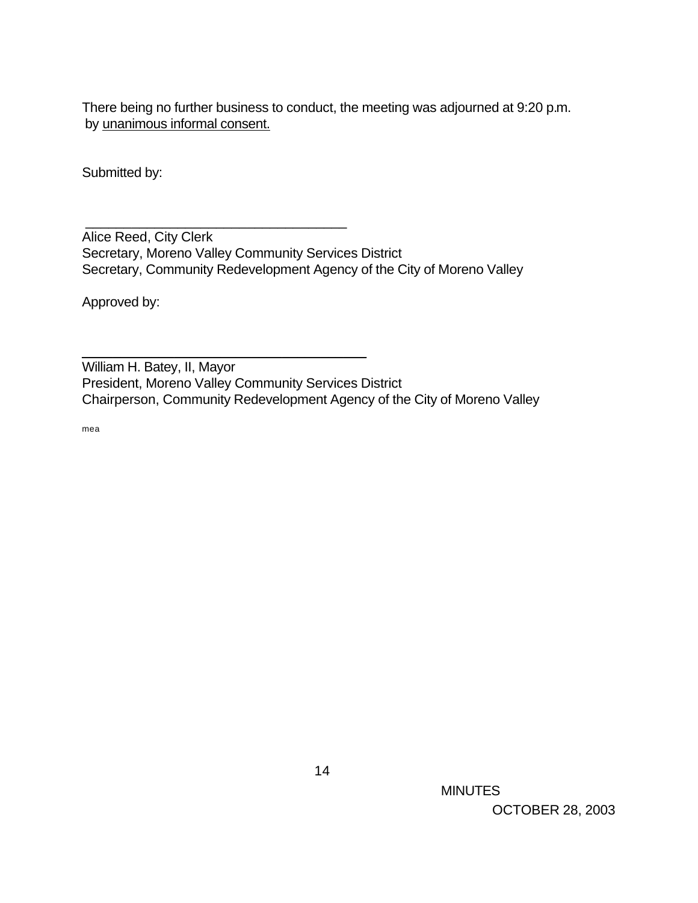There being no further business to conduct, the meeting was adjourned at 9:20 p.m. by unanimous informal consent.

Submitted by:

\_\_\_\_\_\_\_\_\_\_\_\_\_\_\_\_\_\_\_\_\_\_\_\_\_\_\_\_\_\_\_\_\_\_\_\_\_\_

Alice Reed, City Clerk
Secretary, Moreno Valley Community Services District
Secretary, Community Redevelopment Agency of the City of Moreno Valley

Approved by:

\_\_\_\_\_\_\_\_\_\_\_\_\_\_\_\_\_\_\_\_\_\_\_\_\_\_\_\_\_\_\_\_\_\_\_\_\_\_

William H. Batey, II, Mayor
President, Moreno Valley Community Services District
Chairperson, Community Redevelopment Agency of the City of Moreno Valley

mea